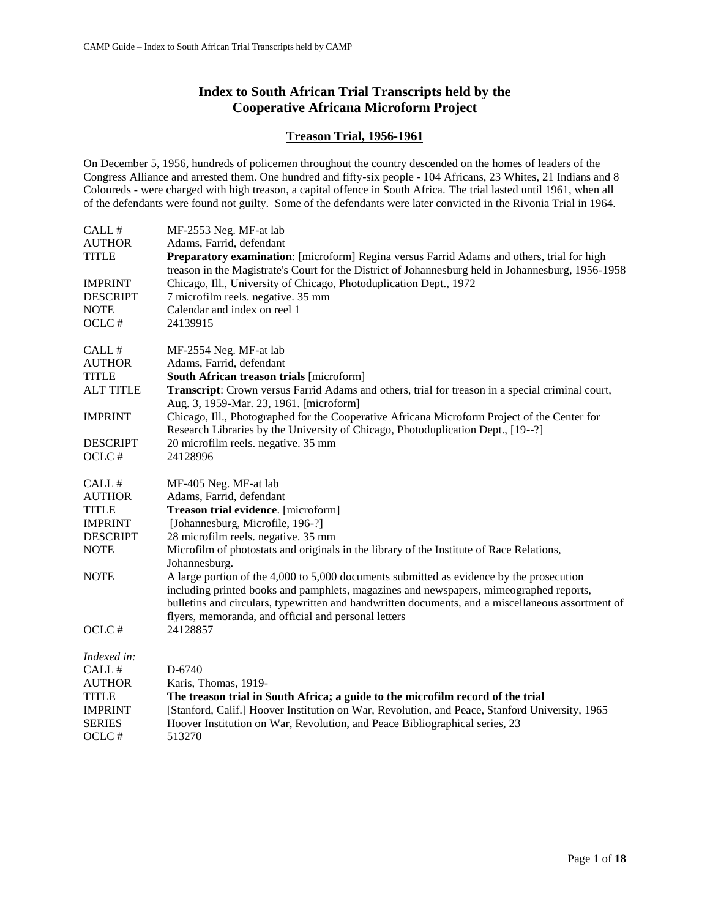# Index to South African Trial Transcripts held by the Cooperative Africana Microform Project

## Treason Trial, 1956-1961

On December 5, 1956, hundreds of policemen throughout the country descended on the homes of leaders of the Congress Alliance and arrested them. One hundred and fifty-six people - 104 Africans, 23 Whites, 21 Indians and 8 Coloureds - were charged with high treason, a capital offence in South Africa. The trial lasted until 1961, when all of the defendants were found not guilty. Some of the defendants were later convicted in the Rivonia Trial in 1964.

| | |
|---|---|
| CALL # | MF-2553 Neg. MF-at lab |
| AUTHOR | Adams, Farrid, defendant |
| TITLE | **Preparatory examination**: [microform] Regina versus Farrid Adams and others, trial for high treason in the Magistrate's Court for the District of Johannesburg held in Johannesburg, 1956-1958 |
| IMPRINT | Chicago, Ill., University of Chicago, Photoduplication Dept., 1972 |
| DESCRIPT | 7 microfilm reels. negative. 35 mm |
| NOTE | Calendar and index on reel 1 |
| OCLC # | 24139915 |

| | |
|---|---|
| CALL # | MF-2554 Neg. MF-at lab |
| AUTHOR | Adams, Farrid, defendant |
| TITLE | **South African treason trials** [microform] |
| ALT TITLE | **Transcript**: Crown versus Farrid Adams and others, trial for treason in a special criminal court, Aug. 3, 1959-Mar. 23, 1961. [microform] |
| IMPRINT | Chicago, Ill., Photographed for the Cooperative Africana Microform Project of the Center for Research Libraries by the University of Chicago, Photoduplication Dept., [19--?] |
| DESCRIPT | 20 microfilm reels. negative. 35 mm |
| OCLC # | 24128996 |

| | |
|---|---|
| CALL # | MF-405 Neg. MF-at lab |
| AUTHOR | Adams, Farrid, defendant |
| TITLE | **Treason trial evidence**. [microform] |
| IMPRINT | [Johannesburg, Microfile, 196-?] |
| DESCRIPT | 28 microfilm reels. negative. 35 mm |
| NOTE | Microfilm of photostats and originals in the library of the Institute of Race Relations, Johannesburg. |
| NOTE | A large portion of the 4,000 to 5,000 documents submitted as evidence by the prosecution including printed books and pamphlets, magazines and newspapers, mimeographed reports, bulletins and circulars, typewritten and handwritten documents, and a miscellaneous assortment of flyers, memoranda, and official and personal letters |
| OCLC # | 24128857 |

*Indexed in:*

| | |
|---|---|
| CALL # | D-6740 |
| AUTHOR | Karis, Thomas, 1919- |
| TITLE | **The treason trial in South Africa; a guide to the microfilm record of the trial** |
| IMPRINT | [Stanford, Calif.] Hoover Institution on War, Revolution, and Peace, Stanford University, 1965 |
| SERIES | Hoover Institution on War, Revolution, and Peace Bibliographical series, 23 |
| OCLC # | 513270 |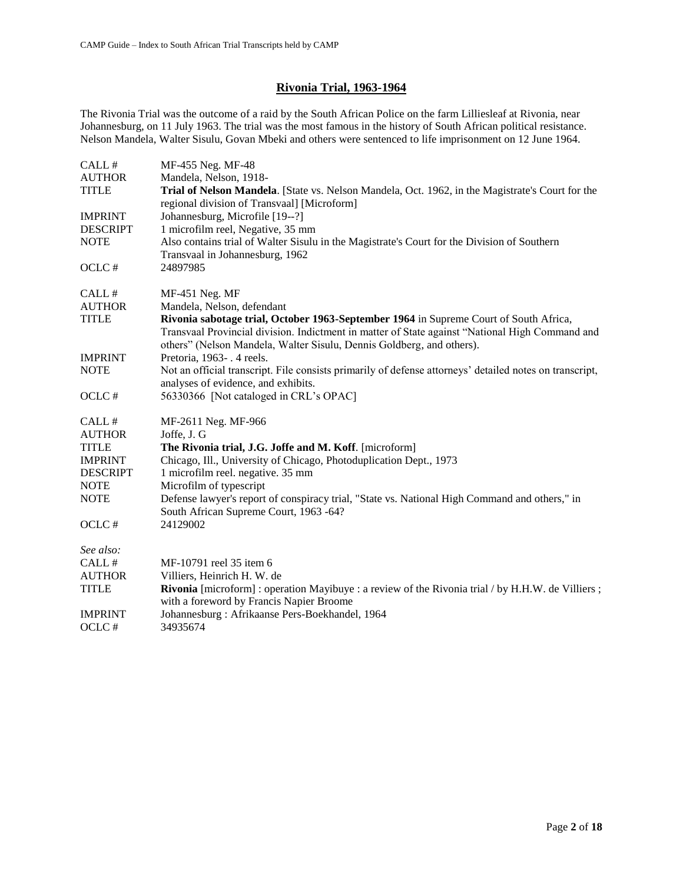## Rivonia Trial, 1963-1964

The Rivonia Trial was the outcome of a raid by the South African Police on the farm Lilliesleaf at Rivonia, near Johannesburg, on 11 July 1963. The trial was the most famous in the history of South African political resistance. Nelson Mandela, Walter Sisulu, Govan Mbeki and others were sentenced to life imprisonment on 12 June 1964.

| | |
|---|---|
| CALL # | MF-455 Neg. MF-48 |
| AUTHOR | Mandela, Nelson, 1918- |
| TITLE | **Trial of Nelson Mandela**. [State vs. Nelson Mandela, Oct. 1962, in the Magistrate's Court for the regional division of Transvaal] [Microform] |
| IMPRINT | Johannesburg, Microfile [19--?] |
| DESCRIPT | 1 microfilm reel, Negative, 35 mm |
| NOTE | Also contains trial of Walter Sisulu in the Magistrate's Court for the Division of Southern Transvaal in Johannesburg, 1962 |
| OCLC # | 24897985 |

| | |
|---|---|
| CALL # | MF-451 Neg. MF |
| AUTHOR | Mandela, Nelson, defendant |
| TITLE | **Rivonia sabotage trial, October 1963-September 1964** in Supreme Court of South Africa, Transvaal Provincial division. Indictment in matter of State against "National High Command and others" (Nelson Mandela, Walter Sisulu, Dennis Goldberg, and others). |
| IMPRINT | Pretoria, 1963- . 4 reels. |
| NOTE | Not an official transcript. File consists primarily of defense attorneys' detailed notes on transcript, analyses of evidence, and exhibits. |
| OCLC # | 56330366 [Not cataloged in CRL's OPAC] |

| | |
|---|---|
| CALL # | MF-2611 Neg. MF-966 |
| AUTHOR | Joffe, J. G |
| TITLE | **The Rivonia trial, J.G. Joffe and M. Koff**. [microform] |
| IMPRINT | Chicago, Ill., University of Chicago, Photoduplication Dept., 1973 |
| DESCRIPT | 1 microfilm reel. negative. 35 mm |
| NOTE | Microfilm of typescript |
| NOTE | Defense lawyer's report of conspiracy trial, "State vs. National High Command and others," in South African Supreme Court, 1963 -64? |
| OCLC # | 24129002 |

*See also:*

| | |
|---|---|
| CALL # | MF-10791 reel 35 item 6 |
| AUTHOR | Villiers, Heinrich H. W. de |
| TITLE | **Rivonia** [microform] : operation Mayibuye : a review of the Rivonia trial / by H.H.W. de Villiers ; with a foreword by Francis Napier Broome |
| IMPRINT | Johannesburg : Afrikaanse Pers-Boekhandel, 1964 |
| OCLC # | 34935674 |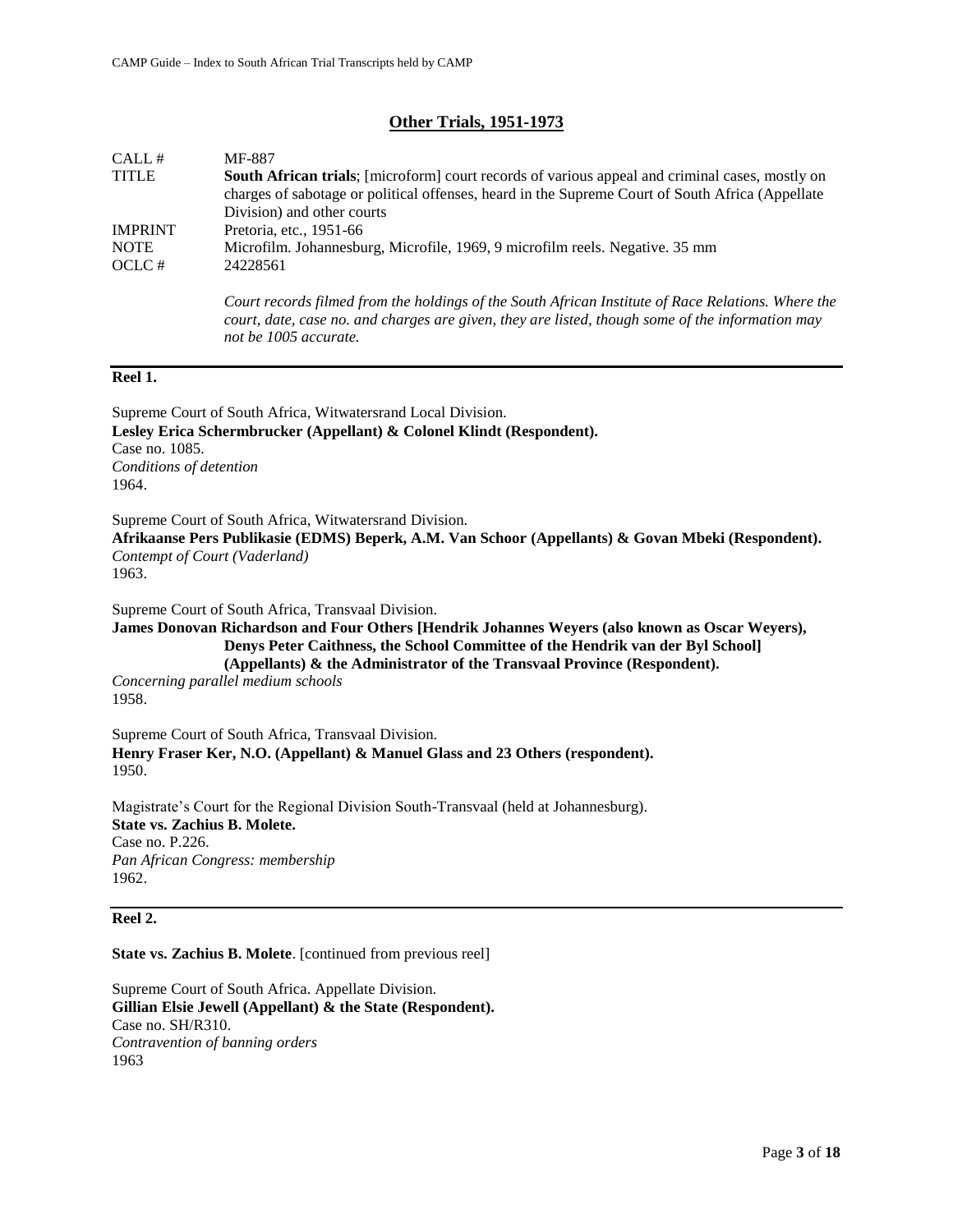## Other Trials, 1951-1973

| | |
|---|---|
| CALL # | MF-887 |
| TITLE | **South African trials**; [microform] court records of various appeal and criminal cases, mostly on charges of sabotage or political offenses, heard in the Supreme Court of South Africa (Appellate Division) and other courts |
| IMPRINT | Pretoria, etc., 1951-66 |
| NOTE | Microfilm. Johannesburg, Microfile, 1969, 9 microfilm reels. Negative. 35 mm |
| OCLC # | 24228561 |

*Court records filmed from the holdings of the South African Institute of Race Relations. Where the court, date, case no. and charges are given, they are listed, though some of the information may not be 1005 accurate.*

---

**Reel 1.**

Supreme Court of South Africa, Witwatersrand Local Division.
**Lesley Erica Schermbrucker (Appellant) & Colonel Klindt (Respondent).**
Case no. 1085.
*Conditions of detention*
1964.

Supreme Court of South Africa, Witwatersrand Division.
**Afrikaanse Pers Publikasie (EDMS) Beperk, A.M. Van Schoor (Appellants) & Govan Mbeki (Respondent).**
*Contempt of Court (Vaderland)*
1963.

Supreme Court of South Africa, Transvaal Division.
**James Donovan Richardson and Four Others [Hendrik Johannes Weyers (also known as Oscar Weyers), Denys Peter Caithness, the School Committee of the Hendrik van der Byl School] (Appellants) & the Administrator of the Transvaal Province (Respondent).**
*Concerning parallel medium schools*
1958.

Supreme Court of South Africa, Transvaal Division.
**Henry Fraser Ker, N.O. (Appellant) & Manuel Glass and 23 Others (respondent).**
1950.

Magistrate's Court for the Regional Division South-Transvaal (held at Johannesburg).
**State vs. Zachius B. Molete.**
Case no. P.226.
*Pan African Congress: membership*
1962.

---

**Reel 2.**

**State vs. Zachius B. Molete**. [continued from previous reel]

Supreme Court of South Africa. Appellate Division.
**Gillian Elsie Jewell (Appellant) & the State (Respondent).**
Case no. SH/R310.
*Contravention of banning orders*
1963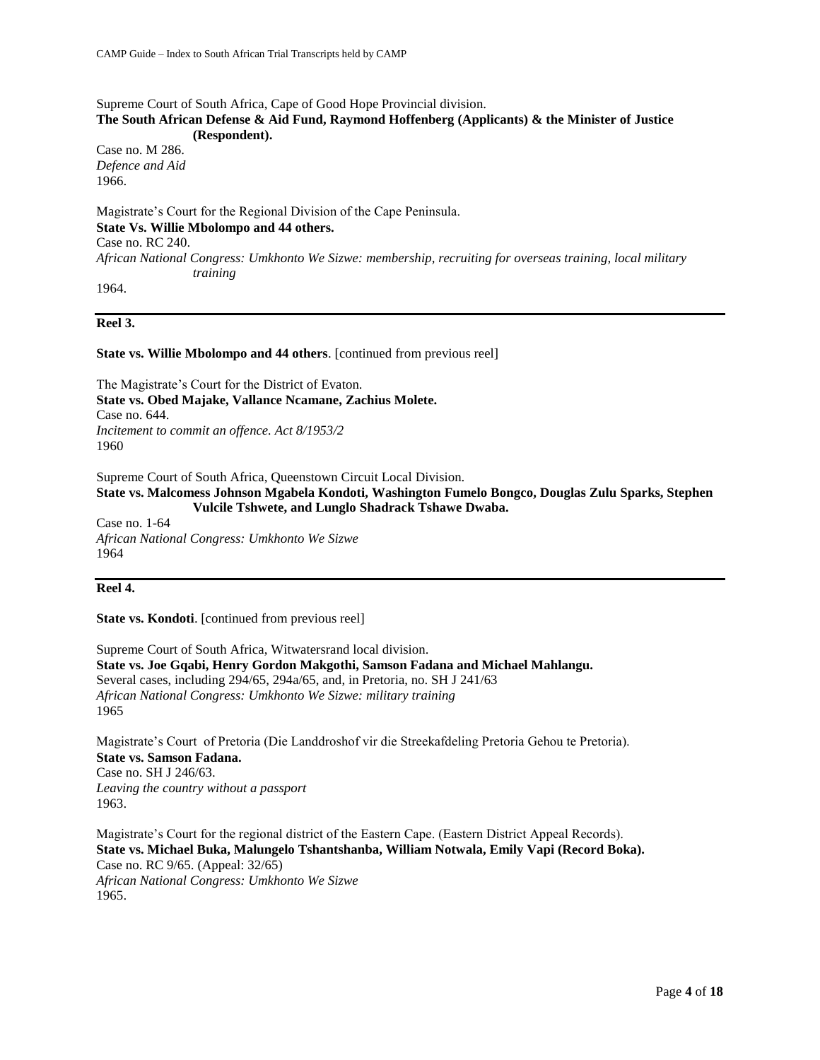Supreme Court of South Africa, Cape of Good Hope Provincial division.
**The South African Defense & Aid Fund, Raymond Hoffenberg (Applicants) & the Minister of Justice (Respondent).**
Case no. M 286.
*Defence and Aid*
1966.

Magistrate's Court for the Regional Division of the Cape Peninsula.
**State Vs. Willie Mbolompo and 44 others.**
Case no. RC 240.
*African National Congress: Umkhonto We Sizwe: membership, recruiting for overseas training, local military training*
1964.

---

**Reel 3.**

**State vs. Willie Mbolompo and 44 others**. [continued from previous reel]

The Magistrate's Court for the District of Evaton.
**State vs. Obed Majake, Vallance Ncamane, Zachius Molete.**
Case no. 644.
*Incitement to commit an offence. Act 8/1953/2*
1960

Supreme Court of South Africa, Queenstown Circuit Local Division.
**State vs. Malcomess Johnson Mgabela Kondoti, Washington Fumelo Bongco, Douglas Zulu Sparks, Stephen Vulcile Tshwete, and Lunglo Shadrack Tshawe Dwaba.**
Case no. 1-64
*African National Congress: Umkhonto We Sizwe*
1964

---

**Reel 4.**

**State vs. Kondoti**. [continued from previous reel]

Supreme Court of South Africa, Witwatersrand local division.
**State vs. Joe Gqabi, Henry Gordon Makgothi, Samson Fadana and Michael Mahlangu.**
Several cases, including 294/65, 294a/65, and, in Pretoria, no. SH J 241/63
*African National Congress: Umkhonto We Sizwe: military training*
1965

Magistrate's Court of Pretoria (Die Landdroshof vir die Streekafdeling Pretoria Gehou te Pretoria).
**State vs. Samson Fadana.**
Case no. SH J 246/63.
*Leaving the country without a passport*
1963.

Magistrate's Court for the regional district of the Eastern Cape. (Eastern District Appeal Records).
**State vs. Michael Buka, Malungelo Tshantshanba, William Notwala, Emily Vapi (Record Boka).**
Case no. RC 9/65. (Appeal: 32/65)
*African National Congress: Umkhonto We Sizwe*
1965.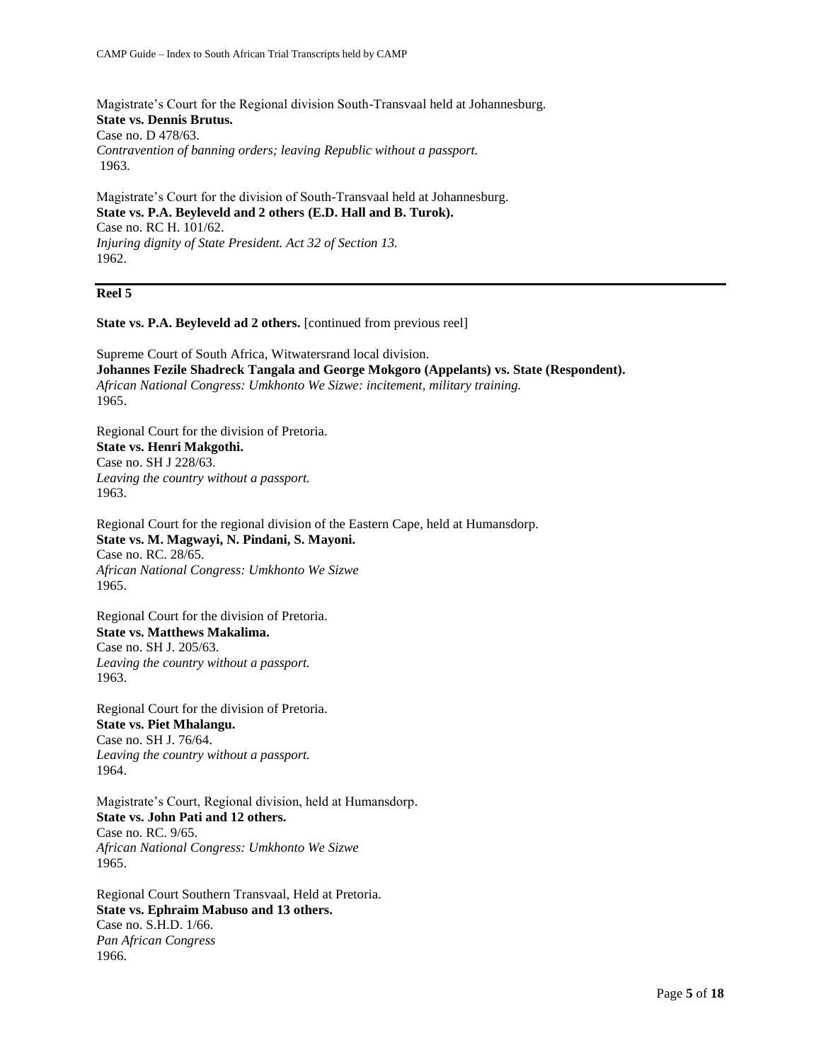Magistrate's Court for the Regional division South-Transvaal held at Johannesburg.
**State vs. Dennis Brutus.**
Case no. D 478/63.
*Contravention of banning orders; leaving Republic without a passport.*
1963.

Magistrate's Court for the division of South-Transvaal held at Johannesburg.
**State vs. P.A. Beyleveld and 2 others (E.D. Hall and B. Turok).**
Case no. RC H. 101/62.
*Injuring dignity of State President. Act 32 of Section 13.*
1962.

---

## Reel 5

**State vs. P.A. Beyleveld ad 2 others.** [continued from previous reel]

Supreme Court of South Africa, Witwatersrand local division.
**Johannes Fezile Shadreck Tangala and George Mokgoro (Appelants) vs. State (Respondent).**
*African National Congress: Umkhonto We Sizwe: incitement, military training.*
1965.

Regional Court for the division of Pretoria.
**State vs. Henri Makgothi.**
Case no. SH J 228/63.
*Leaving the country without a passport.*
1963.

Regional Court for the regional division of the Eastern Cape, held at Humansdorp.
**State vs. M. Magwayi, N. Pindani, S. Mayoni.**
Case no. RC. 28/65.
*African National Congress: Umkhonto We Sizwe*
1965.

Regional Court for the division of Pretoria.
**State vs. Matthews Makalima.**
Case no. SH J. 205/63.
*Leaving the country without a passport.*
1963.

Regional Court for the division of Pretoria.
**State vs. Piet Mhalangu.**
Case no. SH J. 76/64.
*Leaving the country without a passport.*
1964.

Magistrate's Court, Regional division, held at Humansdorp.
**State vs. John Pati and 12 others.**
Case no. RC. 9/65.
*African National Congress: Umkhonto We Sizwe*
1965.

Regional Court Southern Transvaal, Held at Pretoria.
**State vs. Ephraim Mabuso and 13 others.**
Case no. S.H.D. 1/66.
*Pan African Congress*
1966.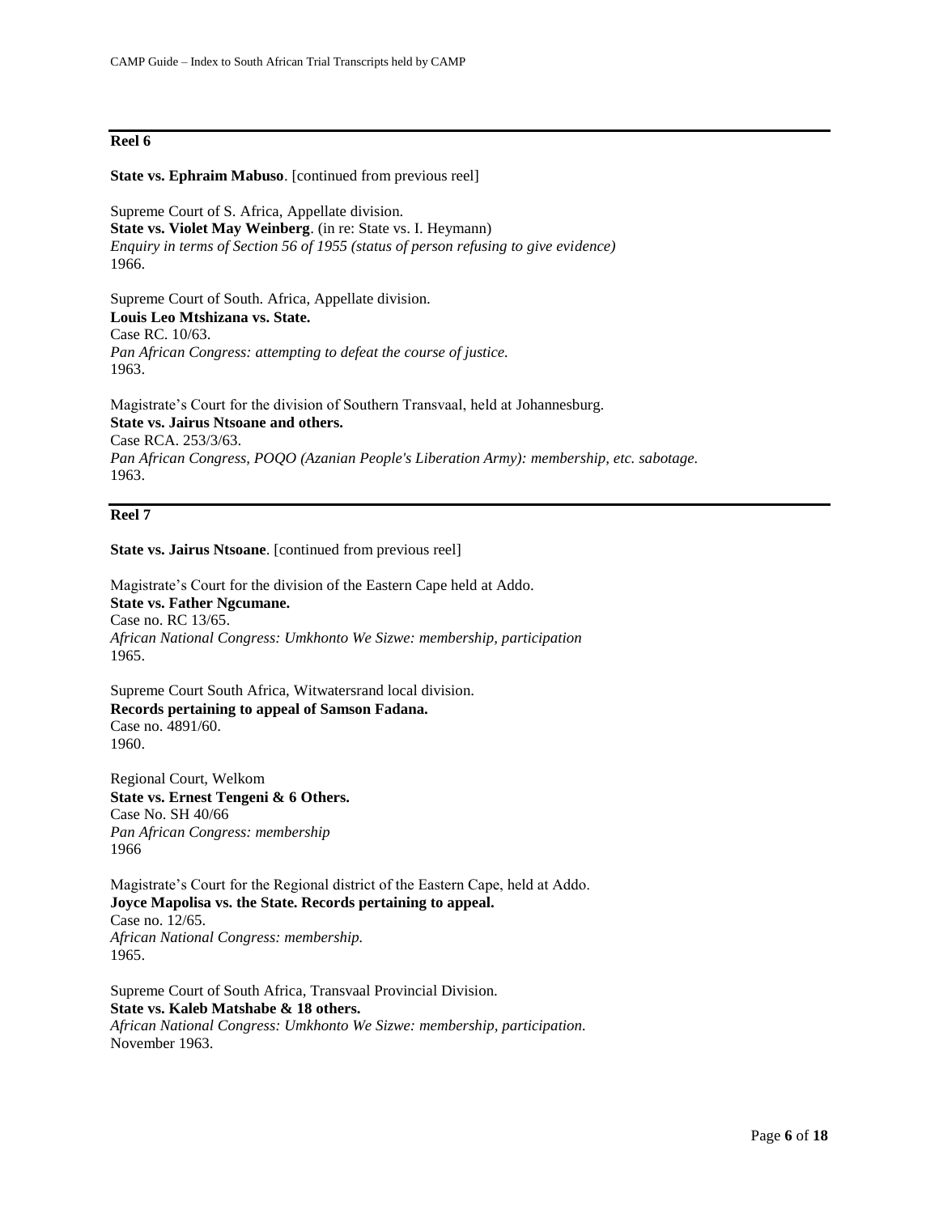## Reel 6

**State vs. Ephraim Mabuso**. [continued from previous reel]

Supreme Court of S. Africa, Appellate division.
**State vs. Violet May Weinberg**. (in re: State vs. I. Heymann)
*Enquiry in terms of Section 56 of 1955 (status of person refusing to give evidence)*
1966.

Supreme Court of South. Africa, Appellate division.
**Louis Leo Mtshizana vs. State.**
Case RC. 10/63.
*Pan African Congress: attempting to defeat the course of justice.*
1963.

Magistrate's Court for the division of Southern Transvaal, held at Johannesburg.
**State vs. Jairus Ntsoane and others.**
Case RCA. 253/3/63.
*Pan African Congress, POQO (Azanian People's Liberation Army): membership, etc. sabotage.*
1963.

## Reel 7

**State vs. Jairus Ntsoane**. [continued from previous reel]

Magistrate's Court for the division of the Eastern Cape held at Addo.
**State vs. Father Ngcumane.**
Case no. RC 13/65.
*African National Congress: Umkhonto We Sizwe: membership, participation*
1965.

Supreme Court South Africa, Witwatersrand local division.
**Records pertaining to appeal of Samson Fadana.**
Case no. 4891/60.
1960.

Regional Court, Welkom
**State vs. Ernest Tengeni & 6 Others.**
Case No. SH 40/66
*Pan African Congress: membership*
1966

Magistrate's Court for the Regional district of the Eastern Cape, held at Addo.
**Joyce Mapolisa vs. the State. Records pertaining to appeal.**
Case no. 12/65.
*African National Congress: membership.*
1965.

Supreme Court of South Africa, Transvaal Provincial Division.
**State vs. Kaleb Matshabe & 18 others.**
*African National Congress: Umkhonto We Sizwe: membership, participation.*
November 1963.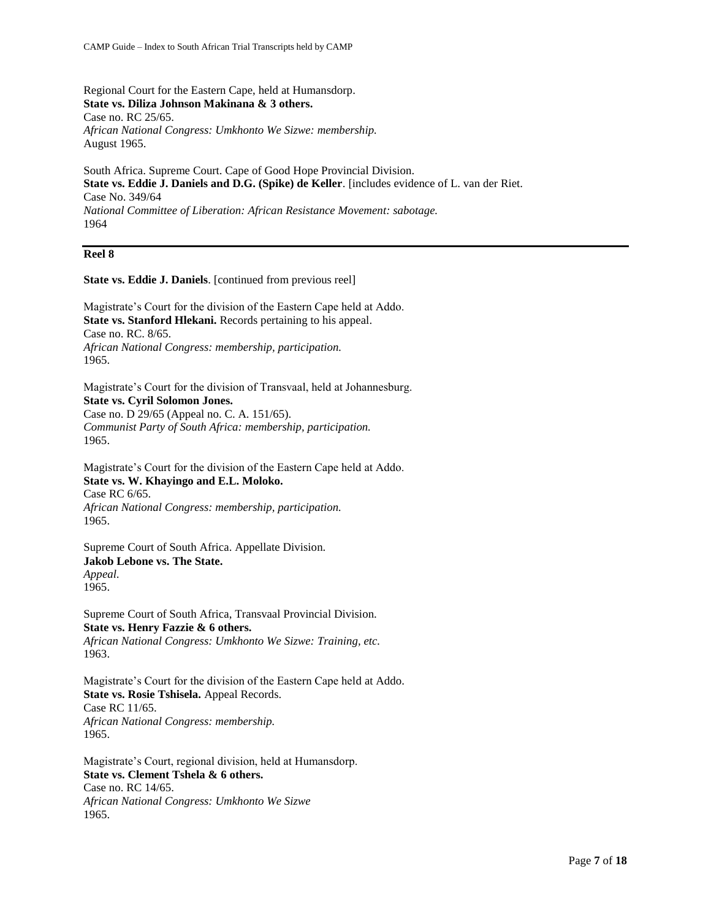Regional Court for the Eastern Cape, held at Humansdorp.
**State vs. Diliza Johnson Makinana & 3 others.**
Case no. RC 25/65.
*African National Congress: Umkhonto We Sizwe: membership.*
August 1965.

South Africa. Supreme Court. Cape of Good Hope Provincial Division.
**State vs. Eddie J. Daniels and D.G. (Spike) de Keller**. [includes evidence of L. van der Riet.
Case No. 349/64
*National Committee of Liberation: African Resistance Movement: sabotage.*
1964

---

## Reel 8

**State vs. Eddie J. Daniels**. [continued from previous reel]

Magistrate's Court for the division of the Eastern Cape held at Addo.
**State vs. Stanford Hlekani.** Records pertaining to his appeal.
Case no. RC. 8/65.
*African National Congress: membership, participation.*
1965.

Magistrate's Court for the division of Transvaal, held at Johannesburg.
**State vs. Cyril Solomon Jones.**
Case no. D 29/65 (Appeal no. C. A. 151/65).
*Communist Party of South Africa: membership, participation.*
1965.

Magistrate's Court for the division of the Eastern Cape held at Addo.
**State vs. W. Khayingo and E.L. Moloko.**
Case RC 6/65.
*African National Congress: membership, participation.*
1965.

Supreme Court of South Africa. Appellate Division.
**Jakob Lebone vs. The State.**
*Appeal.*
1965.

Supreme Court of South Africa, Transvaal Provincial Division.
**State vs. Henry Fazzie & 6 others.**
*African National Congress: Umkhonto We Sizwe: Training, etc.*
1963.

Magistrate's Court for the division of the Eastern Cape held at Addo.
**State vs. Rosie Tshisela.** Appeal Records.
Case RC 11/65.
*African National Congress: membership.*
1965.

Magistrate's Court, regional division, held at Humansdorp.
**State vs. Clement Tshela & 6 others.**
Case no. RC 14/65.
*African National Congress: Umkhonto We Sizwe*
1965.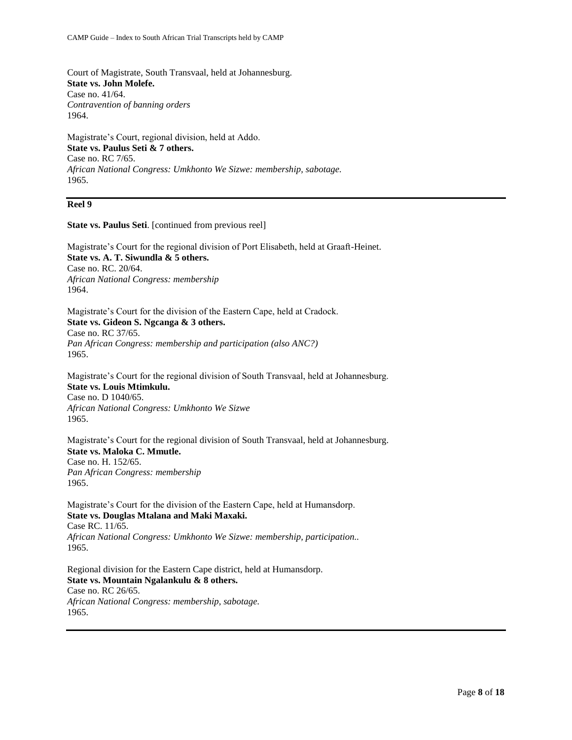Court of Magistrate, South Transvaal, held at Johannesburg.
**State vs. John Molefe.**
Case no. 41/64.
*Contravention of banning orders*
1964.

Magistrate's Court, regional division, held at Addo.
**State vs. Paulus Seti & 7 others.**
Case no. RC 7/65.
*African National Congress: Umkhonto We Sizwe: membership, sabotage.*
1965.

---

## Reel 9

**State vs. Paulus Seti**. [continued from previous reel]

Magistrate's Court for the regional division of Port Elisabeth, held at Graaft-Heinet.
**State vs. A. T. Siwundla & 5 others.**
Case no. RC. 20/64.
*African National Congress: membership*
1964.

Magistrate's Court for the division of the Eastern Cape, held at Cradock.
**State vs. Gideon S. Ngcanga & 3 others.**
Case no. RC 37/65.
*Pan African Congress: membership and participation (also ANC?)*
1965.

Magistrate's Court for the regional division of South Transvaal, held at Johannesburg.
**State vs. Louis Mtimkulu.**
Case no. D 1040/65.
*African National Congress: Umkhonto We Sizwe*
1965.

Magistrate's Court for the regional division of South Transvaal, held at Johannesburg.
**State vs. Maloka C. Mmutle.**
Case no. H. 152/65.
*Pan African Congress: membership*
1965.

Magistrate's Court for the division of the Eastern Cape, held at Humansdorp.
**State vs. Douglas Mtalana and Maki Maxaki.**
Case RC. 11/65.
*African National Congress: Umkhonto We Sizwe: membership, participation..*
1965.

Regional division for the Eastern Cape district, held at Humansdorp.
**State vs. Mountain Ngalankulu & 8 others.**
Case no. RC 26/65.
*African National Congress: membership, sabotage.*
1965.

---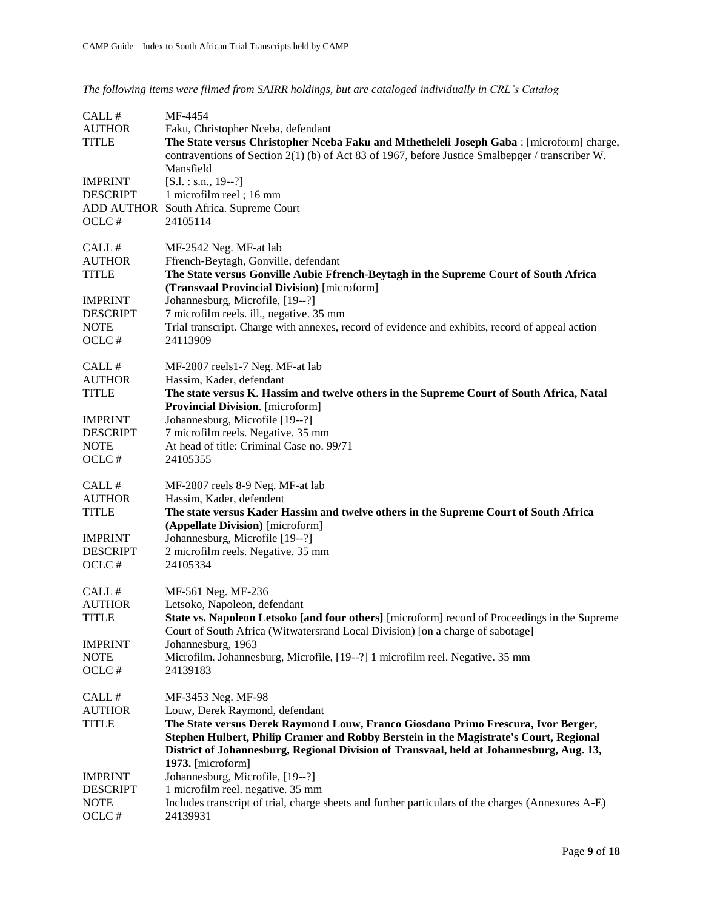*The following items were filmed from SAIRR holdings, but are cataloged individually in CRL's Catalog*

| | |
|---|---|
| CALL # | MF-4454 |
| AUTHOR | Faku, Christopher Nceba, defendant |
| TITLE | **The State versus Christopher Nceba Faku and Mthetheleli Joseph Gaba** : [microform] charge, contraventions of Section 2(1) (b) of Act 83 of 1967, before Justice Smalbepger / transcriber W. Mansfield |
| IMPRINT | [S.l. : s.n., 19--?] |
| DESCRIPT | 1 microfilm reel ; 16 mm |
| ADD AUTHOR | South Africa. Supreme Court |
| OCLC # | 24105114 |

| | |
|---|---|
| CALL # | MF-2542 Neg. MF-at lab |
| AUTHOR | Ffrench-Beytagh, Gonville, defendant |
| TITLE | **The State versus Gonville Aubie Ffrench-Beytagh in the Supreme Court of South Africa (Transvaal Provincial Division)** [microform] |
| IMPRINT | Johannesburg, Microfile, [19--?] |
| DESCRIPT | 7 microfilm reels. ill., negative. 35 mm |
| NOTE | Trial transcript. Charge with annexes, record of evidence and exhibits, record of appeal action |
| OCLC # | 24113909 |

| | |
|---|---|
| CALL # | MF-2807 reels1-7 Neg. MF-at lab |
| AUTHOR | Hassim, Kader, defendant |
| TITLE | **The state versus K. Hassim and twelve others in the Supreme Court of South Africa, Natal Provincial Division**. [microform] |
| IMPRINT | Johannesburg, Microfile [19--?] |
| DESCRIPT | 7 microfilm reels. Negative. 35 mm |
| NOTE | At head of title: Criminal Case no. 99/71 |
| OCLC # | 24105355 |

| | |
|---|---|
| CALL # | MF-2807 reels 8-9 Neg. MF-at lab |
| AUTHOR | Hassim, Kader, defendent |
| TITLE | **The state versus Kader Hassim and twelve others in the Supreme Court of South Africa (Appellate Division)** [microform] |
| IMPRINT | Johannesburg, Microfile [19--?] |
| DESCRIPT | 2 microfilm reels. Negative. 35 mm |
| OCLC # | 24105334 |

| | |
|---|---|
| CALL # | MF-561 Neg. MF-236 |
| AUTHOR | Letsoko, Napoleon, defendant |
| TITLE | **State vs. Napoleon Letsoko [and four others]** [microform] record of Proceedings in the Supreme Court of South Africa (Witwatersrand Local Division) [on a charge of sabotage] |
| IMPRINT | Johannesburg, 1963 |
| NOTE | Microfilm. Johannesburg, Microfile, [19--?] 1 microfilm reel. Negative. 35 mm |
| OCLC # | 24139183 |

| | |
|---|---|
| CALL # | MF-3453 Neg. MF-98 |
| AUTHOR | Louw, Derek Raymond, defendant |
| TITLE | **The State versus Derek Raymond Louw, Franco Giosdano Primo Frescura, Ivor Berger, Stephen Hulbert, Philip Cramer and Robby Berstein in the Magistrate's Court, Regional District of Johannesburg, Regional Division of Transvaal, held at Johannesburg, Aug. 13, 1973.** [microform] |
| IMPRINT | Johannesburg, Microfile, [19--?] |
| DESCRIPT | 1 microfilm reel. negative. 35 mm |
| NOTE | Includes transcript of trial, charge sheets and further particulars of the charges (Annexures A-E) |
| OCLC # | 24139931 |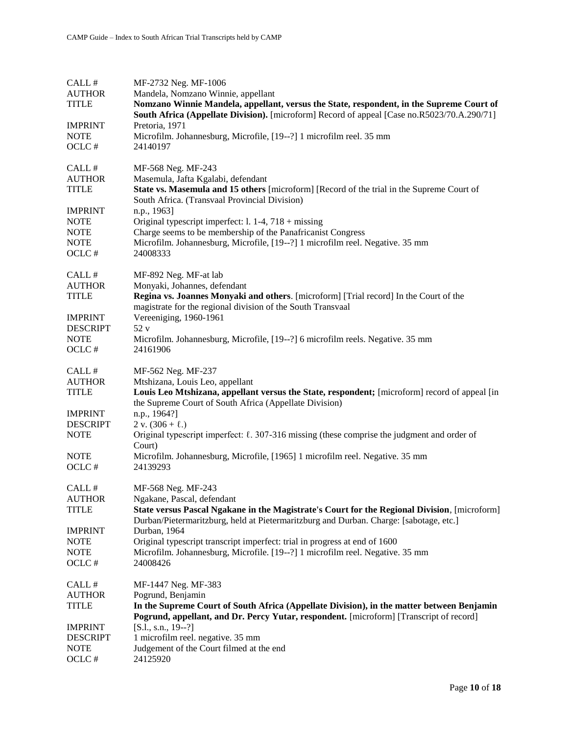| | |
|---|---|
| CALL # | MF-2732 Neg. MF-1006 |
| AUTHOR | Mandela, Nomzano Winnie, appellant |
| TITLE | **Nomzano Winnie Mandela, appellant, versus the State, respondent, in the Supreme Court of South Africa (Appellate Division).** [microform] Record of appeal [Case no.R5023/70.A.290/71] |
| IMPRINT | Pretoria, 1971 |
| NOTE | Microfilm. Johannesburg, Microfile, [19--?] 1 microfilm reel. 35 mm |
| OCLC # | 24140197 |

| | |
|---|---|
| CALL # | MF-568 Neg. MF-243 |
| AUTHOR | Masemula, Jafta Kgalabi, defendant |
| TITLE | **State vs. Masemula and 15 others** [microform] [Record of the trial in the Supreme Court of South Africa. (Transvaal Provincial Division) |
| IMPRINT | n.p., 1963] |
| NOTE | Original typescript imperfect: l. 1-4, 718 + missing |
| NOTE | Charge seems to be membership of the Panafricanist Congress |
| NOTE | Microfilm. Johannesburg, Microfile, [19--?] 1 microfilm reel. Negative. 35 mm |
| OCLC # | 24008333 |

| | |
|---|---|
| CALL # | MF-892 Neg. MF-at lab |
| AUTHOR | Monyaki, Johannes, defendant |
| TITLE | **Regina vs. Joannes Monyaki and others**. [microform] [Trial record] In the Court of the magistrate for the regional division of the South Transvaal |
| IMPRINT | Vereeniging, 1960-1961 |
| DESCRIPT | 52 v |
| NOTE | Microfilm. Johannesburg, Microfile, [19--?] 6 microfilm reels. Negative. 35 mm |
| OCLC # | 24161906 |

| | |
|---|---|
| CALL # | MF-562 Neg. MF-237 |
| AUTHOR | Mtshizana, Louis Leo, appellant |
| TITLE | **Louis Leo Mtshizana, appellant versus the State, respondent;** [microform] record of appeal [in the Supreme Court of South Africa (Appellate Division) |
| IMPRINT | n.p., 1964?] |
| DESCRIPT | 2 v. (306 + ℓ.) |
| NOTE | Original typescript imperfect: ℓ. 307-316 missing (these comprise the judgment and order of Court) |
| NOTE | Microfilm. Johannesburg, Microfile, [1965] 1 microfilm reel. Negative. 35 mm |
| OCLC # | 24139293 |

| | |
|---|---|
| CALL # | MF-568 Neg. MF-243 |
| AUTHOR | Ngakane, Pascal, defendant |
| TITLE | **State versus Pascal Ngakane in the Magistrate's Court for the Regional Division**, [microform] Durban/Pietermaritzburg, held at Pietermaritzburg and Durban. Charge: [sabotage, etc.] |
| IMPRINT | Durban, 1964 |
| NOTE | Original typescript transcript imperfect: trial in progress at end of 1600 |
| NOTE | Microfilm. Johannesburg, Microfile. [19--?] 1 microfilm reel. Negative. 35 mm |
| OCLC # | 24008426 |

| | |
|---|---|
| CALL # | MF-1447 Neg. MF-383 |
| AUTHOR | Pogrund, Benjamin |
| TITLE | **In the Supreme Court of South Africa (Appellate Division), in the matter between Benjamin Pogrund, appellant, and Dr. Percy Yutar, respondent.** [microform] [Transcript of record] |
| IMPRINT | [S.l., s.n., 19--?] |
| DESCRIPT | 1 microfilm reel. negative. 35 mm |
| NOTE | Judgement of the Court filmed at the end |
| OCLC # | 24125920 |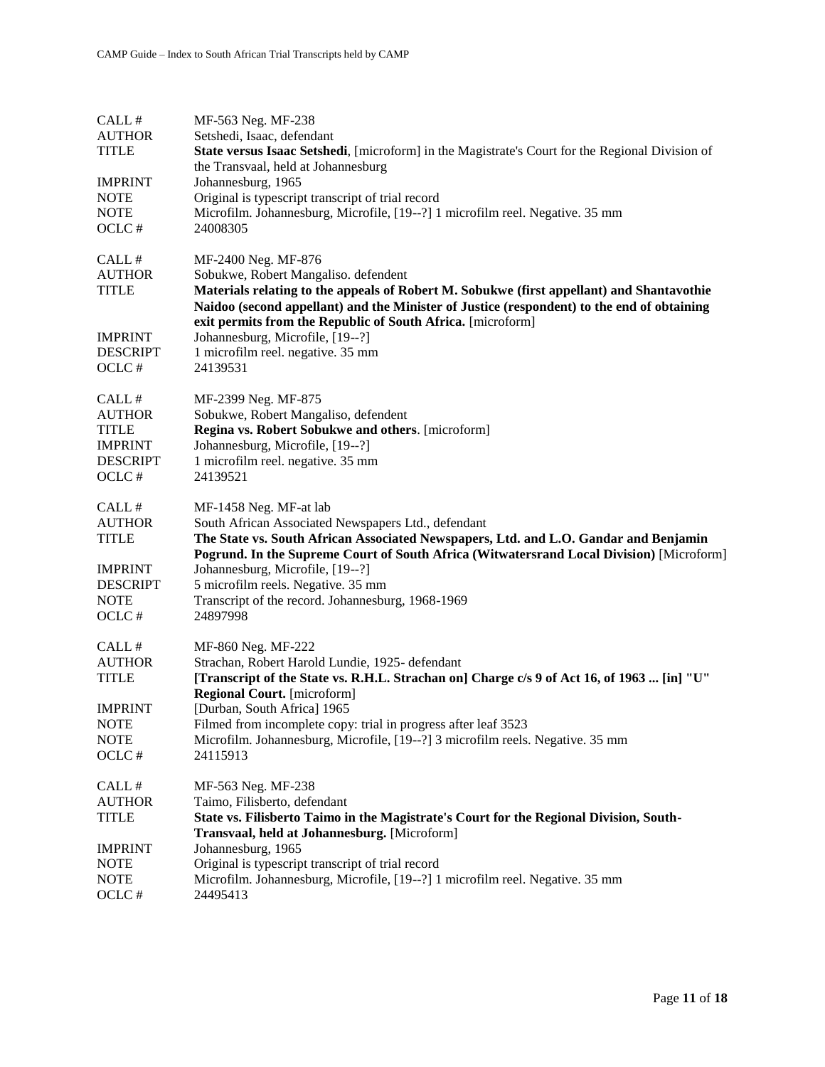CALL # MF-563 Neg. MF-238
AUTHOR Setshedi, Isaac, defendant
TITLE **State versus Isaac Setshedi**, [microform] in the Magistrate's Court for the Regional Division of the Transvaal, held at Johannesburg
IMPRINT Johannesburg, 1965
NOTE Original is typescript transcript of trial record
NOTE Microfilm. Johannesburg, Microfile, [19--?] 1 microfilm reel. Negative. 35 mm
OCLC # 24008305

CALL # MF-2400 Neg. MF-876
AUTHOR Sobukwe, Robert Mangaliso. defendent
TITLE **Materials relating to the appeals of Robert M. Sobukwe (first appellant) and Shantavothie Naidoo (second appellant) and the Minister of Justice (respondent) to the end of obtaining exit permits from the Republic of South Africa.** [microform]
IMPRINT Johannesburg, Microfile, [19--?]
DESCRIPT 1 microfilm reel. negative. 35 mm
OCLC # 24139531

CALL # MF-2399 Neg. MF-875
AUTHOR Sobukwe, Robert Mangaliso, defendent
TITLE **Regina vs. Robert Sobukwe and others**. [microform]
IMPRINT Johannesburg, Microfile, [19--?]
DESCRIPT 1 microfilm reel. negative. 35 mm
OCLC # 24139521

CALL # MF-1458 Neg. MF-at lab
AUTHOR South African Associated Newspapers Ltd., defendant
TITLE **The State vs. South African Associated Newspapers, Ltd. and L.O. Gandar and Benjamin Pogrund. In the Supreme Court of South Africa (Witwatersrand Local Division)** [Microform]
IMPRINT Johannesburg, Microfile, [19--?]
DESCRIPT 5 microfilm reels. Negative. 35 mm
NOTE Transcript of the record. Johannesburg, 1968-1969
OCLC # 24897998

CALL # MF-860 Neg. MF-222
AUTHOR Strachan, Robert Harold Lundie, 1925- defendant
TITLE **[Transcript of the State vs. R.H.L. Strachan on] Charge c/s 9 of Act 16, of 1963 ... [in] "U" Regional Court.** [microform]
IMPRINT [Durban, South Africa] 1965
NOTE Filmed from incomplete copy: trial in progress after leaf 3523
NOTE Microfilm. Johannesburg, Microfile, [19--?] 3 microfilm reels. Negative. 35 mm
OCLC # 24115913

CALL # MF-563 Neg. MF-238
AUTHOR Taimo, Filisberto, defendant
TITLE **State vs. Filisberto Taimo in the Magistrate's Court for the Regional Division, South-Transvaal, held at Johannesburg.** [Microform]
IMPRINT Johannesburg, 1965
NOTE Original is typescript transcript of trial record
NOTE Microfilm. Johannesburg, Microfile, [19--?] 1 microfilm reel. Negative. 35 mm
OCLC # 24495413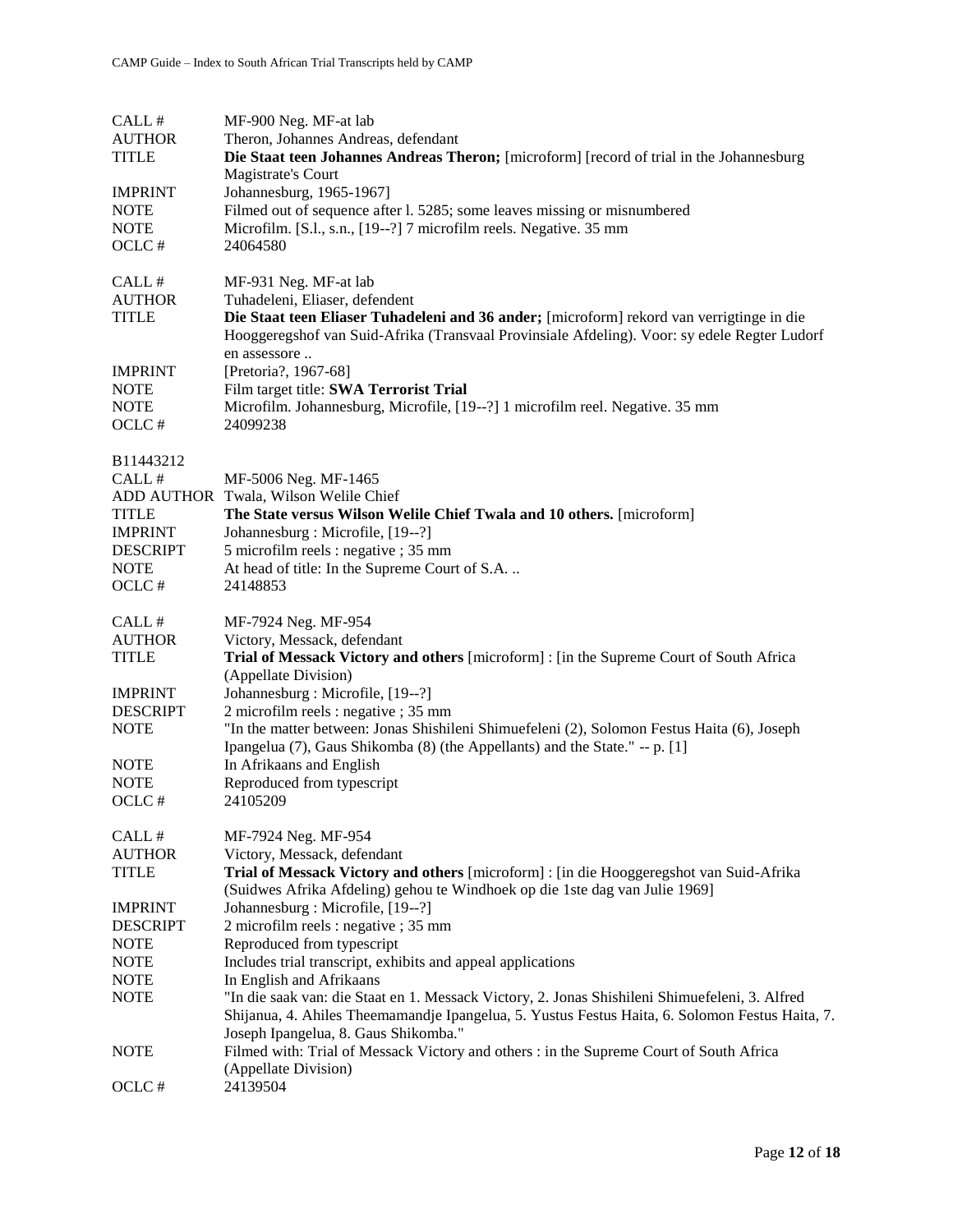| | |
|---|---|
| CALL # | MF-900 Neg. MF-at lab |
| AUTHOR | Theron, Johannes Andreas, defendant |
| TITLE | **Die Staat teen Johannes Andreas Theron;** [microform] [record of trial in the Johannesburg Magistrate's Court |
| IMPRINT | Johannesburg, 1965-1967] |
| NOTE | Filmed out of sequence after l. 5285; some leaves missing or misnumbered |
| NOTE | Microfilm. [S.l., s.n., [19--?] 7 microfilm reels. Negative. 35 mm |
| OCLC # | 24064580 |

| | |
|---|---|
| CALL # | MF-931 Neg. MF-at lab |
| AUTHOR | Tuhadeleni, Eliaser, defendent |
| TITLE | **Die Staat teen Eliaser Tuhadeleni and 36 ander;** [microform] rekord van verrigtinge in die Hooggeregshof van Suid-Afrika (Transvaal Provinsiale Afdeling). Voor: sy edele Regter Ludorf en assessore .. |
| IMPRINT | [Pretoria?, 1967-68] |
| NOTE | Film target title: **SWA Terrorist Trial** |
| NOTE | Microfilm. Johannesburg, Microfile, [19--?] 1 microfilm reel. Negative. 35 mm |
| OCLC # | 24099238 |

B11443212

| | |
|---|---|
| CALL # | MF-5006 Neg. MF-1465 |
| ADD AUTHOR | Twala, Wilson Welile Chief |
| TITLE | **The State versus Wilson Welile Chief Twala and 10 others.** [microform] |
| IMPRINT | Johannesburg : Microfile, [19--?] |
| DESCRIPT | 5 microfilm reels : negative ; 35 mm |
| NOTE | At head of title: In the Supreme Court of S.A. .. |
| OCLC # | 24148853 |

| | |
|---|---|
| CALL # | MF-7924 Neg. MF-954 |
| AUTHOR | Victory, Messack, defendant |
| TITLE | **Trial of Messack Victory and others** [microform] : [in the Supreme Court of South Africa (Appellate Division) |
| IMPRINT | Johannesburg : Microfile, [19--?] |
| DESCRIPT | 2 microfilm reels : negative ; 35 mm |
| NOTE | "In the matter between: Jonas Shishileni Shimuefeleni (2), Solomon Festus Haita (6), Joseph Ipangelua (7), Gaus Shikomba (8) (the Appellants) and the State." -- p. [1] |
| NOTE | In Afrikaans and English |
| NOTE | Reproduced from typescript |
| OCLC # | 24105209 |

| | |
|---|---|
| CALL # | MF-7924 Neg. MF-954 |
| AUTHOR | Victory, Messack, defendant |
| TITLE | **Trial of Messack Victory and others** [microform] : [in die Hooggeregshot van Suid-Afrika (Suidwes Afrika Afdeling) gehou te Windhoek op die 1ste dag van Julie 1969] |
| IMPRINT | Johannesburg : Microfile, [19--?] |
| DESCRIPT | 2 microfilm reels : negative ; 35 mm |
| NOTE | Reproduced from typescript |
| NOTE | Includes trial transcript, exhibits and appeal applications |
| NOTE | In English and Afrikaans |
| NOTE | "In die saak van: die Staat en 1. Messack Victory, 2. Jonas Shishileni Shimuefeleni, 3. Alfred Shijanua, 4. Ahiles Theemamandje Ipangelua, 5. Yustus Festus Haita, 6. Solomon Festus Haita, 7. Joseph Ipangelua, 8. Gaus Shikomba." |
| NOTE | Filmed with: Trial of Messack Victory and others : in the Supreme Court of South Africa (Appellate Division) |
| OCLC # | 24139504 |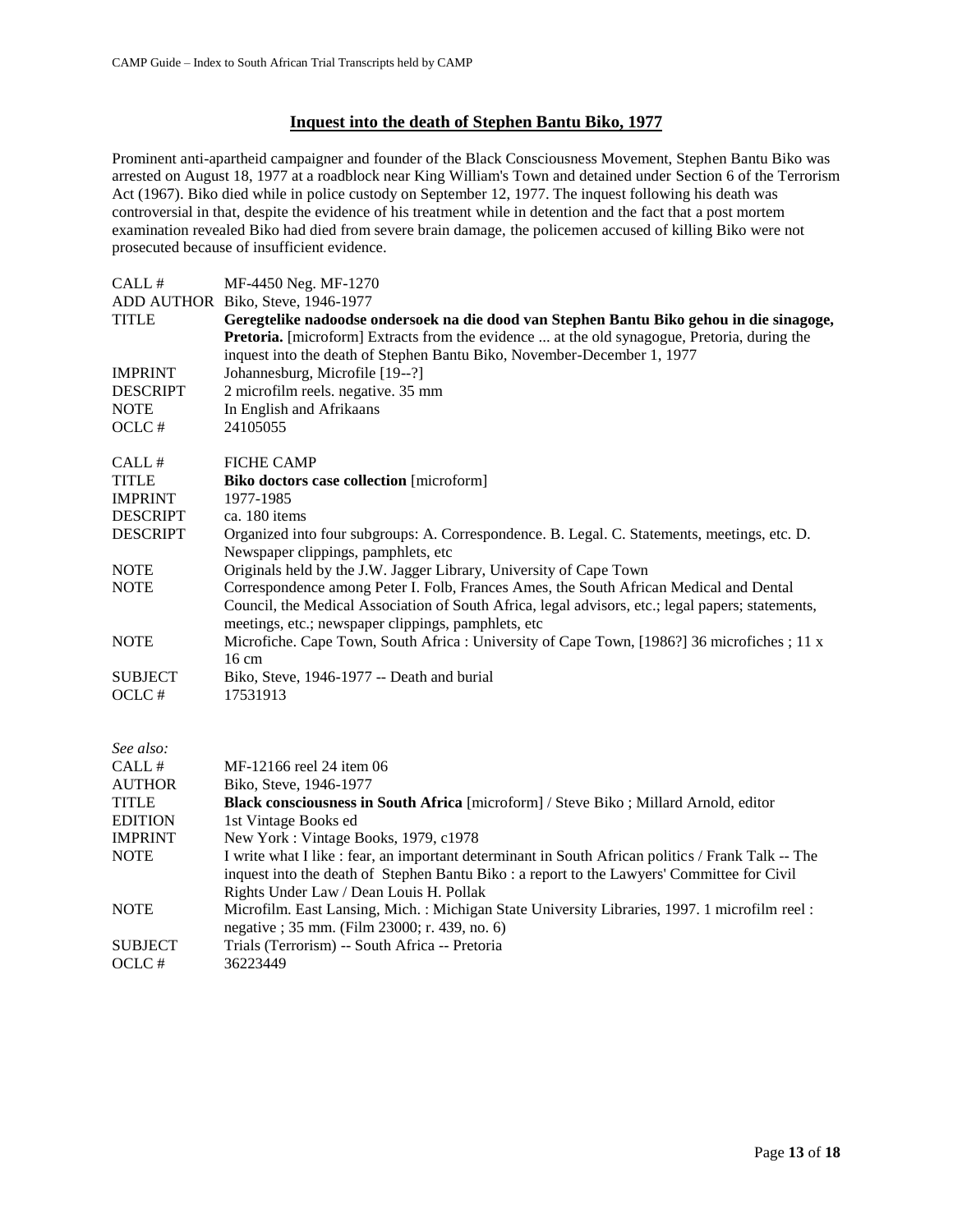## Inquest into the death of Stephen Bantu Biko, 1977

Prominent anti-apartheid campaigner and founder of the Black Consciousness Movement, Stephen Bantu Biko was arrested on August 18, 1977 at a roadblock near King William's Town and detained under Section 6 of the Terrorism Act (1967). Biko died while in police custody on September 12, 1977. The inquest following his death was controversial in that, despite the evidence of his treatment while in detention and the fact that a post mortem examination revealed Biko had died from severe brain damage, the policemen accused of killing Biko were not prosecuted because of insufficient evidence.

| | |
|---|---|
| CALL # | MF-4450 Neg. MF-1270 |
| ADD AUTHOR | Biko, Steve, 1946-1977 |
| TITLE | **Geregtelike nadoodse ondersoek na die dood van Stephen Bantu Biko gehou in die sinagoge, Pretoria.** [microform] Extracts from the evidence ... at the old synagogue, Pretoria, during the inquest into the death of Stephen Bantu Biko, November-December 1, 1977 |
| IMPRINT | Johannesburg, Microfile [19--?] |
| DESCRIPT | 2 microfilm reels. negative. 35 mm |
| NOTE | In English and Afrikaans |
| OCLC # | 24105055 |

| | |
|---|---|
| CALL # | FICHE CAMP |
| TITLE | **Biko doctors case collection** [microform] |
| IMPRINT | 1977-1985 |
| DESCRIPT | ca. 180 items |
| DESCRIPT | Organized into four subgroups: A. Correspondence. B. Legal. C. Statements, meetings, etc. D. Newspaper clippings, pamphlets, etc |
| NOTE | Originals held by the J.W. Jagger Library, University of Cape Town |
| NOTE | Correspondence among Peter I. Folb, Frances Ames, the South African Medical and Dental Council, the Medical Association of South Africa, legal advisors, etc.; legal papers; statements, meetings, etc.; newspaper clippings, pamphlets, etc |
| NOTE | Microfiche. Cape Town, South Africa : University of Cape Town, [1986?] 36 microfiches ; 11 x 16 cm |
| SUBJECT | Biko, Steve, 1946-1977 -- Death and burial |
| OCLC # | 17531913 |

*See also:*

| | |
|---|---|
| CALL # | MF-12166 reel 24 item 06 |
| AUTHOR | Biko, Steve, 1946-1977 |
| TITLE | **Black consciousness in South Africa** [microform] / Steve Biko ; Millard Arnold, editor |
| EDITION | 1st Vintage Books ed |
| IMPRINT | New York : Vintage Books, 1979, c1978 |
| NOTE | I write what I like : fear, an important determinant in South African politics / Frank Talk -- The inquest into the death of Stephen Bantu Biko : a report to the Lawyers' Committee for Civil Rights Under Law / Dean Louis H. Pollak |
| NOTE | Microfilm. East Lansing, Mich. : Michigan State University Libraries, 1997. 1 microfilm reel : negative ; 35 mm. (Film 23000; r. 439, no. 6) |
| SUBJECT | Trials (Terrorism) -- South Africa -- Pretoria |
| OCLC # | 36223449 |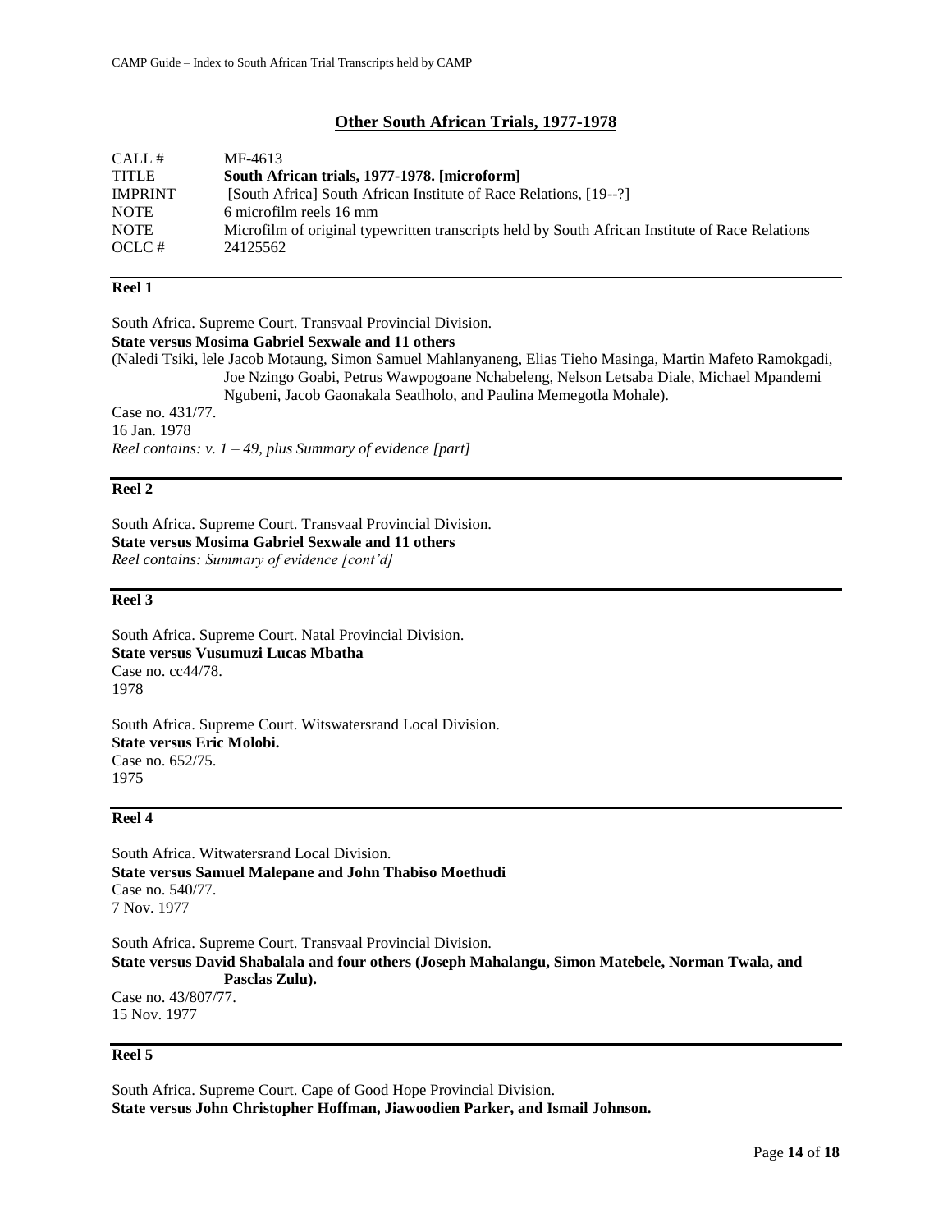## Other South African Trials, 1977-1978

| | |
|---|---|
| CALL # | MF-4613 |
| TITLE | **South African trials, 1977-1978. [microform]** |
| IMPRINT | [South Africa] South African Institute of Race Relations, [19--?] |
| NOTE | 6 microfilm reels 16 mm |
| NOTE | Microfilm of original typewritten transcripts held by South African Institute of Race Relations |
| OCLC # | 24125562 |

---

**Reel 1**

South Africa. Supreme Court. Transvaal Provincial Division.
**State versus Mosima Gabriel Sexwale and 11 others**
(Naledi Tsiki, lele Jacob Motaung, Simon Samuel Mahlanyaneng, Elias Tieho Masinga, Martin Mafeto Ramokgadi, Joe Nzingo Goabi, Petrus Wawpogoane Nchabeleng, Nelson Letsaba Diale, Michael Mpandemi Ngubeni, Jacob Gaonakala Seatlholo, and Paulina Memegotla Mohale).
Case no. 431/77.
16 Jan. 1978
*Reel contains: v. 1 – 49, plus Summary of evidence [part]*

---

**Reel 2**

South Africa. Supreme Court. Transvaal Provincial Division.
**State versus Mosima Gabriel Sexwale and 11 others**
*Reel contains: Summary of evidence [cont'd]*

---

**Reel 3**

South Africa. Supreme Court. Natal Provincial Division.
**State versus Vusumuzi Lucas Mbatha**
Case no. cc44/78.
1978

South Africa. Supreme Court. Witswatersrand Local Division.
**State versus Eric Molobi.**
Case no. 652/75.
1975

---

**Reel 4**

South Africa. Witwatersrand Local Division.
**State versus Samuel Malepane and John Thabiso Moethudi**
Case no. 540/77.
7 Nov. 1977

South Africa. Supreme Court. Transvaal Provincial Division.
**State versus David Shabalala and four others (Joseph Mahalangu, Simon Matebele, Norman Twala, and Pasclas Zulu).**
Case no. 43/807/77.
15 Nov. 1977

---

**Reel 5**

South Africa. Supreme Court. Cape of Good Hope Provincial Division.
**State versus John Christopher Hoffman, Jiawoodien Parker, and Ismail Johnson.**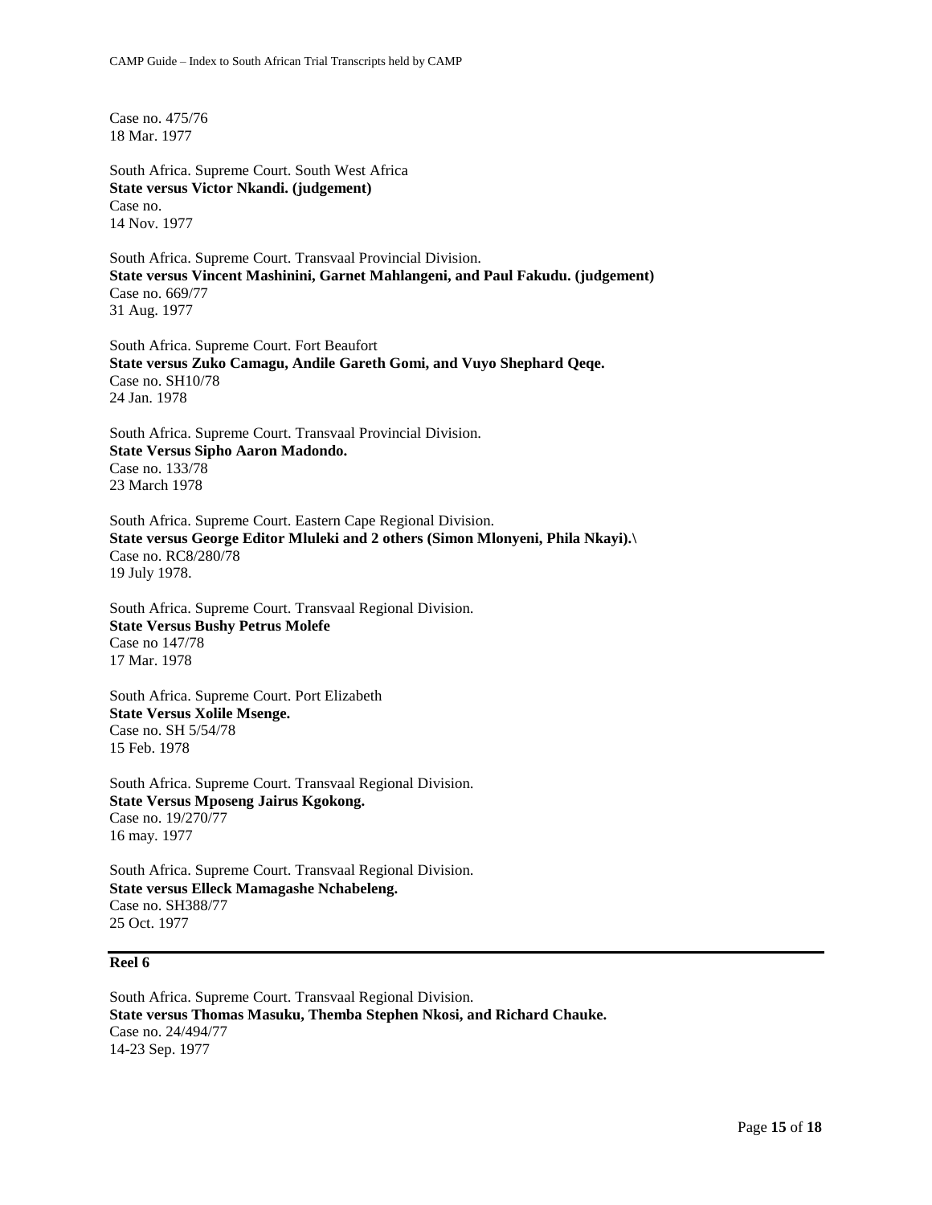Case no. 475/76
18 Mar. 1977

South Africa. Supreme Court. South West Africa
**State versus Victor Nkandi. (judgement)**
Case no.
14 Nov. 1977

South Africa. Supreme Court. Transvaal Provincial Division.
**State versus Vincent Mashinini, Garnet Mahlangeni, and Paul Fakudu. (judgement)**
Case no. 669/77
31 Aug. 1977

South Africa. Supreme Court. Fort Beaufort
**State versus Zuko Camagu, Andile Gareth Gomi, and Vuyo Shephard Qeqe.**
Case no. SH10/78
24 Jan. 1978

South Africa. Supreme Court. Transvaal Provincial Division.
**State Versus Sipho Aaron Madondo.**
Case no. 133/78
23 March 1978

South Africa. Supreme Court. Eastern Cape Regional Division.
**State versus George Editor Mluleki and 2 others (Simon Mlonyeni, Phila Nkayi).\**
Case no. RC8/280/78
19 July 1978.

South Africa. Supreme Court. Transvaal Regional Division.
**State Versus Bushy Petrus Molefe**
Case no 147/78
17 Mar. 1978

South Africa. Supreme Court. Port Elizabeth
**State Versus Xolile Msenge.**
Case no. SH 5/54/78
15 Feb. 1978

South Africa. Supreme Court. Transvaal Regional Division.
**State Versus Mposeng Jairus Kgokong.**
Case no. 19/270/77
16 may. 1977

South Africa. Supreme Court. Transvaal Regional Division.
**State versus Elleck Mamagashe Nchabeleng.**
Case no. SH388/77
25 Oct. 1977

## Reel 6

South Africa. Supreme Court. Transvaal Regional Division.
**State versus Thomas Masuku, Themba Stephen Nkosi, and Richard Chauke.**
Case no. 24/494/77
14-23 Sep. 1977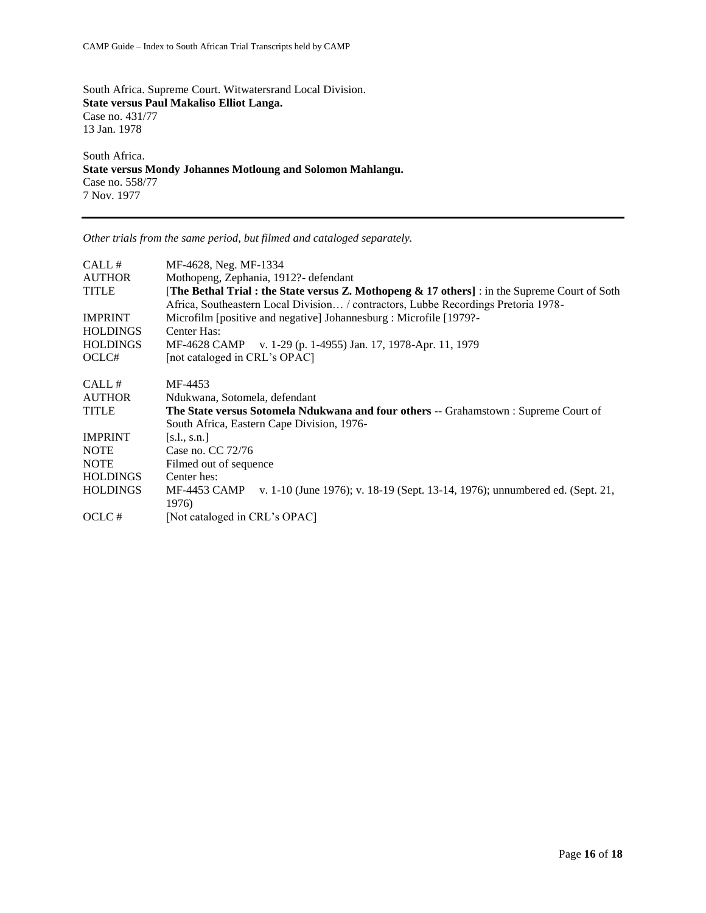South Africa. Supreme Court. Witwatersrand Local Division.
**State versus Paul Makaliso Elliot Langa.**
Case no. 431/77
13 Jan. 1978

South Africa.
**State versus Mondy Johannes Motloung and Solomon Mahlangu.**
Case no. 558/77
7 Nov. 1977

---

*Other trials from the same period, but filmed and cataloged separately.*

| | |
|---|---|
| CALL # | MF-4628, Neg. MF-1334 |
| AUTHOR | Mothopeng, Zephania, 1912?- defendant |
| TITLE | [**The Bethal Trial : the State versus Z. Mothopeng & 17 others]** : in the Supreme Court of Soth Africa, Southeastern Local Division… / contractors, Lubbe Recordings Pretoria 1978- |
| IMPRINT | Microfilm [positive and negative] Johannesburg : Microfile [1979?- |
| HOLDINGS | Center Has: |
| HOLDINGS | MF-4628 CAMP v. 1-29 (p. 1-4955) Jan. 17, 1978-Apr. 11, 1979 |
| OCLC# | [not cataloged in CRL's OPAC] |

| | |
|---|---|
| CALL # | MF-4453 |
| AUTHOR | Ndukwana, Sotomela, defendant |
| TITLE | **The State versus Sotomela Ndukwana and four others** -- Grahamstown : Supreme Court of South Africa, Eastern Cape Division, 1976- |
| IMPRINT | [s.l., s.n.] |
| NOTE | Case no. CC 72/76 |
| NOTE | Filmed out of sequence |
| HOLDINGS | Center hes: |
| HOLDINGS | MF-4453 CAMP v. 1-10 (June 1976); v. 18-19 (Sept. 13-14, 1976); unnumbered ed. (Sept. 21, 1976) |
| OCLC # | [Not cataloged in CRL's OPAC] |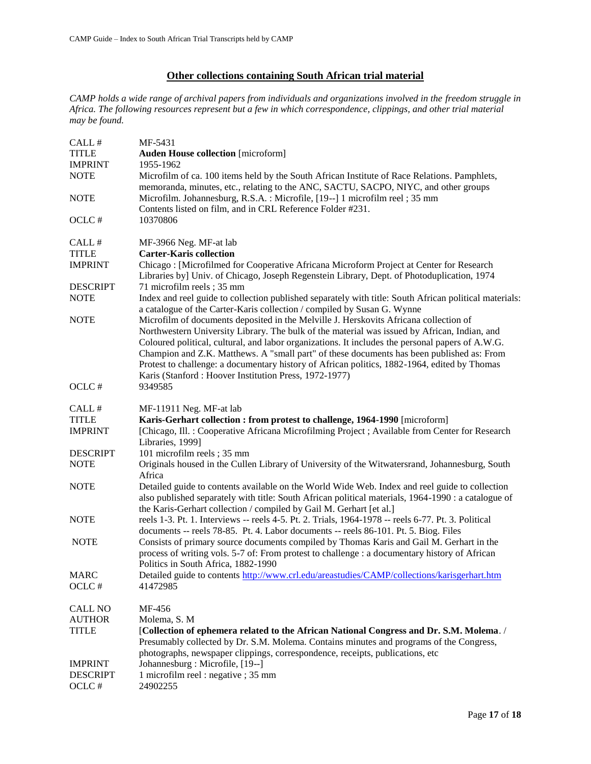## Other collections containing South African trial material

*CAMP holds a wide range of archival papers from individuals and organizations involved in the freedom struggle in Africa. The following resources represent but a few in which correspondence, clippings, and other trial material may be found.*

| | |
|---|---|
| CALL # | MF-5431 |
| TITLE | **Auden House collection** [microform] |
| IMPRINT | 1955-1962 |
| NOTE | Microfilm of ca. 100 items held by the South African Institute of Race Relations. Pamphlets, memoranda, minutes, etc., relating to the ANC, SACTU, SACPO, NIYC, and other groups |
| NOTE | Microfilm. Johannesburg, R.S.A. : Microfile, [19--] 1 microfilm reel ; 35 mm Contents listed on film, and in CRL Reference Folder #231. |
| OCLC # | 10370806 |

| | |
|---|---|
| CALL # | MF-3966 Neg. MF-at lab |
| TITLE | **Carter-Karis collection** |
| IMPRINT | Chicago : [Microfilmed for Cooperative Africana Microform Project at Center for Research Libraries by] Univ. of Chicago, Joseph Regenstein Library, Dept. of Photoduplication, 1974 |
| DESCRIPT | 71 microfilm reels ; 35 mm |
| NOTE | Index and reel guide to collection published separately with title: South African political materials: a catalogue of the Carter-Karis collection / compiled by Susan G. Wynne |
| NOTE | Microfilm of documents deposited in the Melville J. Herskovits Africana collection of Northwestern University Library. The bulk of the material was issued by African, Indian, and Coloured political, cultural, and labor organizations. It includes the personal papers of A.W.G. Champion and Z.K. Matthews. A "small part" of these documents has been published as: From Protest to challenge: a documentary history of African politics, 1882-1964, edited by Thomas Karis (Stanford : Hoover Institution Press, 1972-1977) |
| OCLC # | 9349585 |

| | |
|---|---|
| CALL # | MF-11911 Neg. MF-at lab |
| TITLE | **Karis-Gerhart collection : from protest to challenge, 1964-1990** [microform] |
| IMPRINT | [Chicago, Ill. : Cooperative Africana Microfilming Project ; Available from Center for Research Libraries, 1999] |
| DESCRIPT | 101 microfilm reels ; 35 mm |
| NOTE | Originals housed in the Cullen Library of University of the Witwatersrand, Johannesburg, South Africa |
| NOTE | Detailed guide to contents available on the World Wide Web. Index and reel guide to collection also published separately with title: South African political materials, 1964-1990 : a catalogue of the Karis-Gerhart collection / compiled by Gail M. Gerhart [et al.] |
| NOTE | reels 1-3. Pt. 1. Interviews -- reels 4-5. Pt. 2. Trials, 1964-1978 -- reels 6-77. Pt. 3. Political documents -- reels 78-85. Pt. 4. Labor documents -- reels 86-101. Pt. 5. Biog. Files |
| NOTE | Consists of primary source documents compiled by Thomas Karis and Gail M. Gerhart in the process of writing vols. 5-7 of: From protest to challenge : a documentary history of African Politics in South Africa, 1882-1990 |
| MARC | Detailed guide to contents http://www.crl.edu/areastudies/CAMP/collections/karisgerhart.htm |
| OCLC # | 41472985 |

| | |
|---|---|
| CALL NO | MF-456 |
| AUTHOR | Molema, S. M |
| TITLE | [**Collection of ephemera related to the African National Congress and Dr. S.M. Molema**. / Presumably collected by Dr. S.M. Molema. Contains minutes and programs of the Congress, photographs, newspaper clippings, correspondence, receipts, publications, etc |
| IMPRINT | Johannesburg : Microfile, [19--] |
| DESCRIPT | 1 microfilm reel : negative ; 35 mm |
| OCLC # | 24902255 |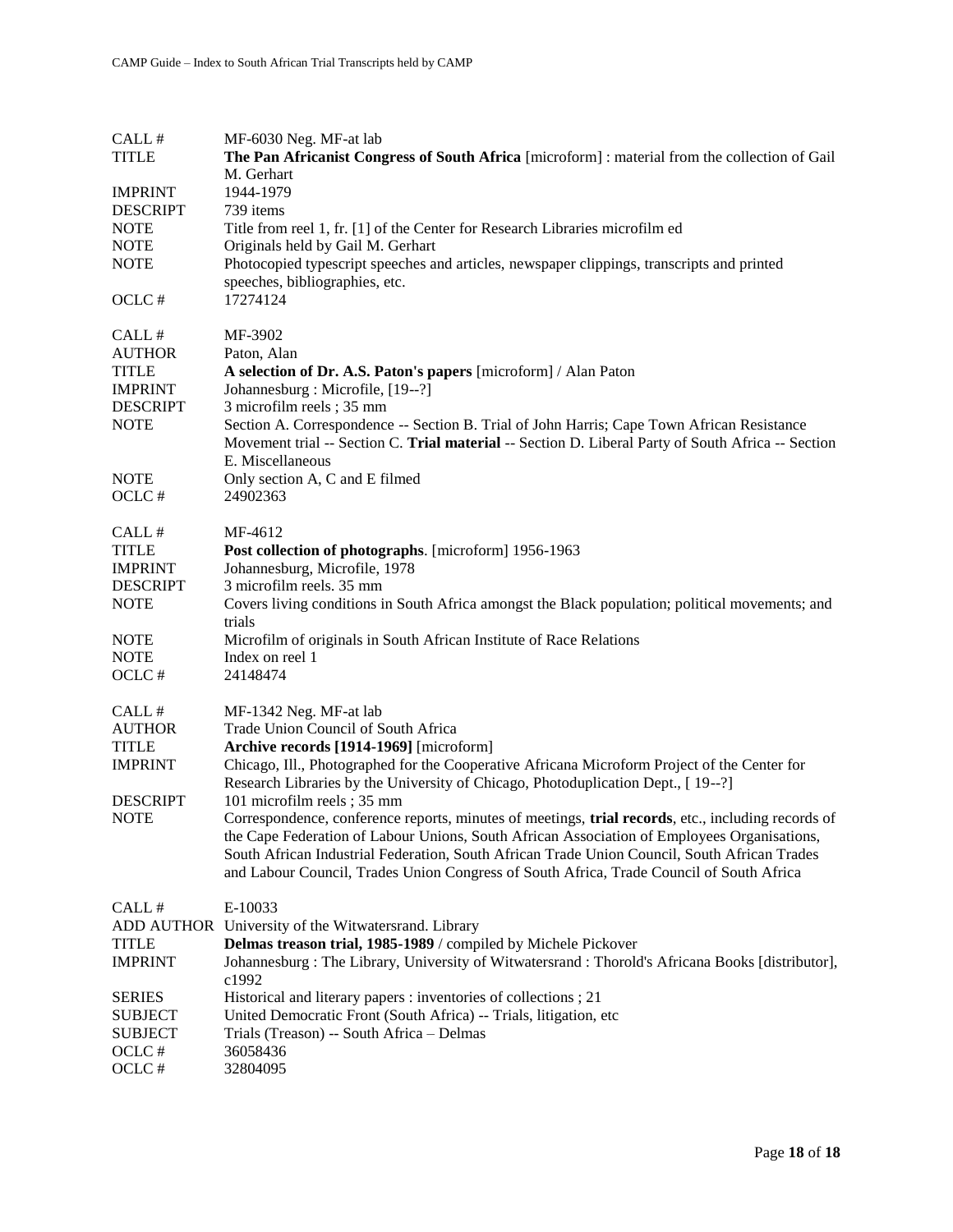| | |
|---|---|
| CALL # | MF-6030 Neg. MF-at lab |
| TITLE | **The Pan Africanist Congress of South Africa** [microform] : material from the collection of Gail M. Gerhart |
| IMPRINT | 1944-1979 |
| DESCRIPT | 739 items |
| NOTE | Title from reel 1, fr. [1] of the Center for Research Libraries microfilm ed |
| NOTE | Originals held by Gail M. Gerhart |
| NOTE | Photocopied typescript speeches and articles, newspaper clippings, transcripts and printed speeches, bibliographies, etc. |
| OCLC # | 17274124 |

| | |
|---|---|
| CALL # | MF-3902 |
| AUTHOR | Paton, Alan |
| TITLE | **A selection of Dr. A.S. Paton's papers** [microform] / Alan Paton |
| IMPRINT | Johannesburg : Microfile, [19--?] |
| DESCRIPT | 3 microfilm reels ; 35 mm |
| NOTE | Section A. Correspondence -- Section B. Trial of John Harris; Cape Town African Resistance Movement trial -- Section C. **Trial material** -- Section D. Liberal Party of South Africa -- Section E. Miscellaneous |
| NOTE | Only section A, C and E filmed |
| OCLC # | 24902363 |

| | |
|---|---|
| CALL # | MF-4612 |
| TITLE | **Post collection of photographs**. [microform] 1956-1963 |
| IMPRINT | Johannesburg, Microfile, 1978 |
| DESCRIPT | 3 microfilm reels. 35 mm |
| NOTE | Covers living conditions in South Africa amongst the Black population; political movements; and trials |
| NOTE | Microfilm of originals in South African Institute of Race Relations |
| NOTE | Index on reel 1 |
| OCLC # | 24148474 |

| | |
|---|---|
| CALL # | MF-1342 Neg. MF-at lab |
| AUTHOR | Trade Union Council of South Africa |
| TITLE | **Archive records [1914-1969]** [microform] |
| IMPRINT | Chicago, Ill., Photographed for the Cooperative Africana Microform Project of the Center for Research Libraries by the University of Chicago, Photoduplication Dept., [ 19--?] |
| DESCRIPT | 101 microfilm reels ; 35 mm |
| NOTE | Correspondence, conference reports, minutes of meetings, **trial records**, etc., including records of the Cape Federation of Labour Unions, South African Association of Employees Organisations, South African Industrial Federation, South African Trade Union Council, South African Trades and Labour Council, Trades Union Congress of South Africa, Trade Council of South Africa |

| | |
|---|---|
| CALL # | E-10033 |
| ADD AUTHOR | University of the Witwatersrand. Library |
| TITLE | **Delmas treason trial, 1985-1989** / compiled by Michele Pickover |
| IMPRINT | Johannesburg : The Library, University of Witwatersrand : Thorold's Africana Books [distributor], c1992 |
| SERIES | Historical and literary papers : inventories of collections ; 21 |
| SUBJECT | United Democratic Front (South Africa) -- Trials, litigation, etc |
| SUBJECT | Trials (Treason) -- South Africa – Delmas |
| OCLC # | 36058436 |
| OCLC # | 32804095 |